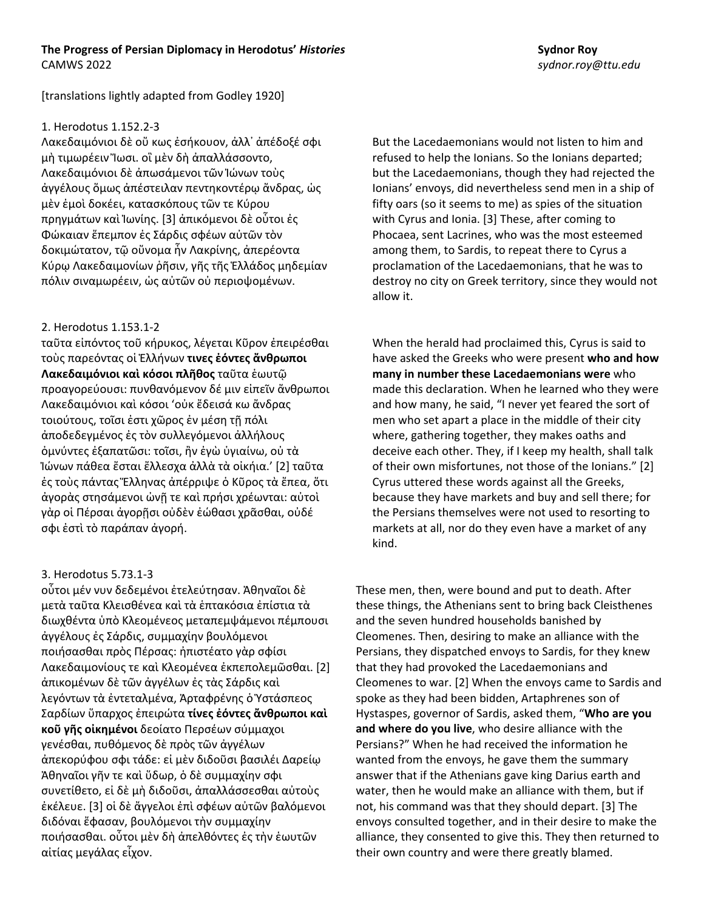**The Progress of Persian Diplomacy in Herodotus' *Histories***
CAMWS 2022

**Sydnor Roy**
*sydnor.roy@ttu.edu*

[translations lightly adapted from Godley 1920]

1. Herodotus 1.152.2-3

Λακεδαιμόνιοι δὲ οὔ κως ἐσήκουον, ἀλλ᾽ ἀπέδοξέ σφι μὴ τιμωρέειν Ἴωσι. οἳ μὲν δὴ ἀπαλλάσσοντο, Λακεδαιμόνιοι δὲ ἀπωσάμενοι τῶν Ἰώνων τοὺς ἀγγέλους ὅμως ἀπέστειλαν πεντηκοντέρῳ ἄνδρας, ὡς μὲν ἐμοὶ δοκέει, κατασκόπους τῶν τε Κύρου πρηγμάτων καὶ Ἰωνίης. [3] ἀπικόμενοι δὲ οὗτοι ἐς Φώκαιαν ἔπεμπον ἐς Σάρδις σφέων αὐτῶν τὸν δοκιμώτατον, τῷ οὔνομα ἦν Λακρίνης, ἀπερέοντα Κύρῳ Λακεδαιμονίων ῥῆσιν, γῆς τῆς Ἑλλάδος μηδεμίαν πόλιν σιναμωρέειν, ὡς αὐτῶν οὐ περιοψομένων.

But the Lacedaemonians would not listen to him and refused to help the Ionians. So the Ionians departed; but the Lacedaemonians, though they had rejected the Ionians' envoys, did nevertheless send men in a ship of fifty oars (so it seems to me) as spies of the situation with Cyrus and Ionia. [3] These, after coming to Phocaea, sent Lacrines, who was the most esteemed among them, to Sardis, to repeat there to Cyrus a proclamation of the Lacedaemonians, that he was to destroy no city on Greek territory, since they would not allow it.

2. Herodotus 1.153.1-2

ταῦτα εἰπόντος τοῦ κήρυκος, λέγεται Κῦρον ἐπειρέσθαι τοὺς παρεόντας οἱ Ἑλλήνων **τινες ἐόντες ἄνθρωποι Λακεδαιμόνιοι καὶ κόσοι πλῆθος** ταῦτα ἑωυτῷ προαγορεύουσι: πυνθανόμενον δέ μιν εἰπεῖν ἄνθρωποι Λακεδαιμόνιοι καὶ κόσοι 'οὐκ ἔδεισά κω ἄνδρας τοιούτους, τοῖσι ἐστι χῶρος ἐν μέσῃ τῇ πόλι ἀποδεδεγμένος ἐς τὸν συλλεγόμενοι ἀλλήλους ὀμνύντες ἐξαπατῶσι: τοῖσι, ἢν ἐγὼ ὑγιαίνω, οὐ τὰ Ἰώνων πάθεα ἔσται ἔλλεσχα ἀλλὰ τὰ οἰκήια.' [2] ταῦτα ἐς τοὺς πάντας Ἕλληνας ἀπέρριψε ὁ Κῦρος τὰ ἔπεα, ὅτι ἀγορὰς στησάμενοι ὠνῇ τε καὶ πρήσι χρέωνται: αὐτοὶ γὰρ οἱ Πέρσαι ἀγορῇσι οὐδὲν ἐώθασι χρᾶσθαι, οὐδέ σφι ἐστὶ τὸ παράπαν ἀγορή.

When the herald had proclaimed this, Cyrus is said to have asked the Greeks who were present **who and how many in number these Lacedaemonians were** who made this declaration. When he learned who they were and how many, he said, "I never yet feared the sort of men who set apart a place in the middle of their city where, gathering together, they makes oaths and deceive each other. They, if I keep my health, shall talk of their own misfortunes, not those of the Ionians." [2] Cyrus uttered these words against all the Greeks, because they have markets and buy and sell there; for the Persians themselves were not used to resorting to markets at all, nor do they even have a market of any kind.

3. Herodotus 5.73.1-3

οὗτοι μέν νυν δεδεμένοι ἐτελεύτησαν. Ἀθηναῖοι δὲ μετὰ ταῦτα Κλεισθένεα καὶ τὰ ἑπτακόσια ἐπίστια τὰ διωχθέντα ὑπὸ Κλεομένεος μεταπεμψάμενοι πέμπουσι ἀγγέλους ἐς Σάρδις, συμμαχίην βουλόμενοι ποιήσασθαι πρὸς Πέρσας: ἠπιστέατο γὰρ σφίσι Λακεδαιμονίους τε καὶ Κλεομένεα ἐκπεπολεμῶσθαι. [2] ἀπικομένων δὲ τῶν ἀγγέλων ἐς τὰς Σάρδις καὶ λεγόντων τὰ ἐντεταλμένα, Ἀρταφρένης ὁ Ὑστάσπεος Σαρδίων ὕπαρχος ἐπειρώτα **τίνες ἐόντες ἄνθρωποι καὶ κοῦ γῆς οἰκημένοι** δεοίατο Περσέων σύμμαχοι γενέσθαι, πυθόμενος δὲ πρὸς τῶν ἀγγέλων ἀπεκορύφου σφι τάδε: εἰ μὲν διδοῦσι βασιλέι Δαρείῳ Ἀθηναῖοι γῆν τε καὶ ὕδωρ, ὁ δὲ συμμαχίην σφι συνετίθετο, εἰ δὲ μὴ διδοῦσι, ἀπαλλάσσεσθαι αὐτοὺς ἐκέλευε. [3] οἱ δὲ ἄγγελοι ἐπὶ σφέων αὐτῶν βαλόμενοι διδόναι ἔφασαν, βουλόμενοι τὴν συμμαχίην ποιήσασθαι. οὗτοι μὲν δὴ ἀπελθόντες ἐς τὴν ἑωυτῶν αἰτίας μεγάλας εἶχον.

These men, then, were bound and put to death. After these things, the Athenians sent to bring back Cleisthenes and the seven hundred households banished by Cleomenes. Then, desiring to make an alliance with the Persians, they dispatched envoys to Sardis, for they knew that they had provoked the Lacedaemonians and Cleomenes to war. [2] When the envoys came to Sardis and spoke as they had been bidden, Artaphrenes son of Hystaspes, governor of Sardis, asked them, "**Who are you and where do you live**, who desire alliance with the Persians?" When he had received the information he wanted from the envoys, he gave them the summary answer that if the Athenians gave king Darius earth and water, then he would make an alliance with them, but if not, his command was that they should depart. [3] The envoys consulted together, and in their desire to make the alliance, they consented to give this. They then returned to their own country and were there greatly blamed.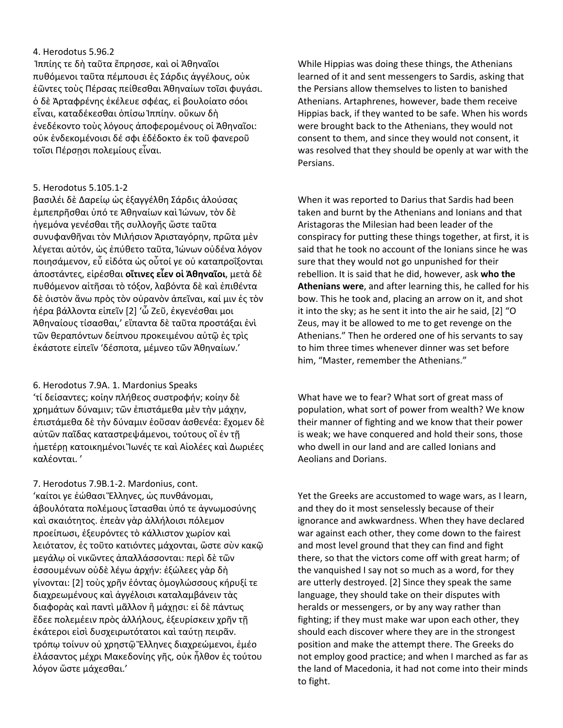4. Herodotus 5.96.2

Ἱππίης τε δὴ ταῦτα ἔπρησσε, καὶ οἱ Ἀθηναῖοι πυθόμενοι ταῦτα πέμπουσι ἐς Σάρδις ἀγγέλους, οὐκ ἐῶντες τοὺς Πέρσας πείθεσθαι Ἀθηναίων τοῖσι φυγάσι. ὁ δὲ Ἀρταφρένης ἐκέλευε σφέας, εἰ βουλοίατο σόοι εἶναι, καταδέκεσθαι ὀπίσω Ἱππίην. οὔκων δὴ ἐνεδέκοντο τοὺς λόγους ἀποφερομένους οἱ Ἀθηναῖοι: οὐκ ἐνδεκομένοισι δέ σφι ἐδέδοκτο ἐκ τοῦ φανεροῦ τοῖσι Πέρσῃσι πολεμίους εἶναι.

While Hippias was doing these things, the Athenians learned of it and sent messengers to Sardis, asking that the Persians allow themselves to listen to banished Athenians. Artaphrenes, however, bade them receive Hippias back, if they wanted to be safe. When his words were brought back to the Athenians, they would not consent to them, and since they would not consent, it was resolved that they should be openly at war with the Persians.

5. Herodotus 5.105.1-2

βασιλέι δὲ Δαρείῳ ὡς ἐξαγγέλθη Σάρδις ἁλούσας ἐμπεπρῆσθαι ὑπό τε Ἀθηναίων καὶ Ἰώνων, τὸν δὲ ἡγεμόνα γενέσθαι τῆς συλλογῆς ὥστε ταῦτα συνυφανθῆναι τὸν Μιλήσιον Ἀρισταγόρην, πρῶτα μὲν λέγεται αὐτόν, ὡς ἐπύθετο ταῦτα, Ἰώνων οὐδένα λόγον ποιησάμενον, εὖ εἰδότα ὡς οὗτοί γε οὐ καταπροΐξονται ἀποστάντες, εἰρέσθαι **οἵτινες εἶεν οἱ Ἀθηναῖοι**, μετὰ δὲ πυθόμενον αἰτῆσαι τὸ τόξον, λαβόντα δὲ καὶ ἐπιθέντα δὲ ὀιστὸν ἄνω πρὸς τὸν οὐρανὸν ἀπεῖναι, καί μιν ἐς τὸν ἠέρα βάλλοντα εἰπεῖν [2] 'ὦ Ζεῦ, ἐκγενέσθαι μοι Ἀθηναίους τίσασθαι,' εἴπαντα δὲ ταῦτα προστάξαι ἑνὶ τῶν θεραπόντων δείπνου προκειμένου αὐτῷ ἐς τρὶς ἑκάστοτε εἰπεῖν 'δέσποτα, μέμνεο τῶν Ἀθηναίων.'

When it was reported to Darius that Sardis had been taken and burnt by the Athenians and Ionians and that Aristagoras the Milesian had been leader of the conspiracy for putting these things together, at first, it is said that he took no account of the Ionians since he was sure that they would not go unpunished for their rebellion. It is said that he did, however, ask **who the Athenians were**, and after learning this, he called for his bow. This he took and, placing an arrow on it, and shot it into the sky; as he sent it into the air he said, [2] "O Zeus, may it be allowed to me to get revenge on the Athenians." Then he ordered one of his servants to say to him three times whenever dinner was set before him, "Master, remember the Athenians."

6. Herodotus 7.9A. 1. Mardonius Speaks

'τί δείσαντες; κοίην πλήθεος συστροφήν; κοίην δὲ χρημάτων δύναμιν; τῶν ἐπιστάμεθα μὲν τὴν μάχην, ἐπιστάμεθα δὲ τὴν δύναμιν ἐοῦσαν ἀσθενέα: ἔχομεν δὲ αὐτῶν παῖδας καταστρεψάμενοι, τούτους οἳ ἐν τῇ ἡμετέρῃ κατοικημένοι Ἴωνές τε καὶ Αἰολέες καὶ Δωριέες καλέονται.'

What have we to fear? What sort of great mass of population, what sort of power from wealth? We know their manner of fighting and we know that their power is weak; we have conquered and hold their sons, those who dwell in our land and are called Ionians and Aeolians and Dorians.

7. Herodotus 7.9B.1-2. Mardonius, cont.

'καίτοι γε ἐώθασι Ἕλληνες, ὡς πυνθάνομαι, ἀβουλότατα πολέμους ἵστασθαι ὑπό τε ἀγνωμοσύνης καὶ σκαιότητος. ἐπεὰν γὰρ ἀλλήλοισι πόλεμον προείπωσι, ἐξευρόντες τὸ κάλλιστον χωρίον καὶ λειότατον, ἐς τοῦτο κατιόντες μάχονται, ὥστε σὺν κακῷ μεγάλῳ οἱ νικῶντες ἀπαλλάσσονται: περὶ δὲ τῶν ἑσσουμένων οὐδὲ λέγω ἀρχήν: ἐξώλεες γὰρ δὴ γίνονται: [2] τοὺς χρῆν ἐόντας ὁμογλώσσους κήρυξί τε διαχρεωμένους καὶ ἀγγέλοισι καταλαμβάνειν τὰς διαφορὰς καὶ παντὶ μᾶλλον ἢ μάχῃσι: εἰ δὲ πάντως ἔδεε πολεμέειν πρὸς ἀλλήλους, ἐξευρίσκειν χρῆν τῇ ἑκάτεροι εἰσὶ δυσχειρωτότατοι καὶ ταύτῃ πειρᾶν. τρόπῳ τοίνυν οὐ χρηστῷ Ἕλληνες διαχρεώμενοι, ἐμέο ἐλάσαντος μέχρι Μακεδονίης γῆς, οὐκ ἦλθον ἐς τούτου λόγον ὥστε μάχεσθαι.'

Yet the Greeks are accustomed to wage wars, as I learn, and they do it most senselessly because of their ignorance and awkwardness. When they have declared war against each other, they come down to the fairest and most level ground that they can find and fight there, so that the victors come off with great harm; of the vanquished I say not so much as a word, for they are utterly destroyed. [2] Since they speak the same language, they should take on their disputes with heralds or messengers, or by any way rather than fighting; if they must make war upon each other, they should each discover where they are in the strongest position and make the attempt there. The Greeks do not employ good practice; and when I marched as far as the land of Macedonia, it had not come into their minds to fight.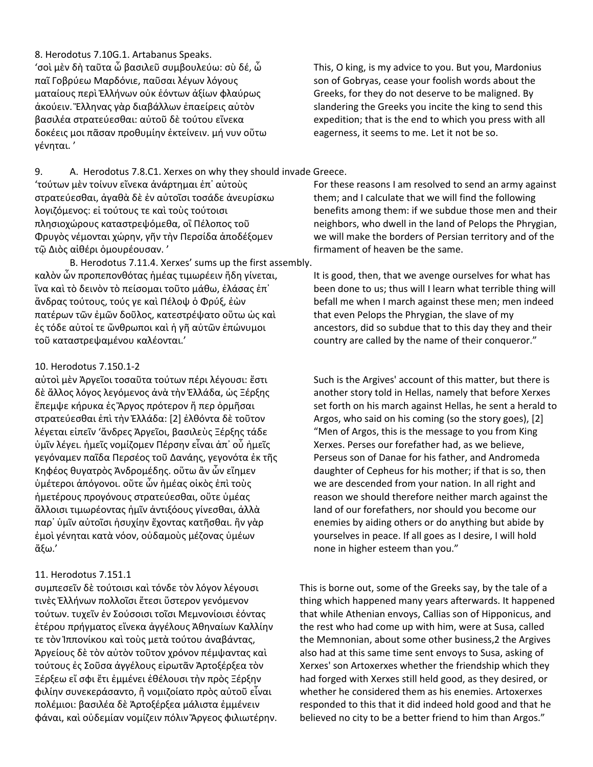8. Herodotus 7.10G.1. Artabanus Speaks.

'σοὶ μὲν δὴ ταῦτα ὦ βασιλεῦ συμβουλεύω: σὺ δέ, ὦ παῖ Γοβρύεω Μαρδόνιε, παῦσαι λέγων λόγους ματαίους περὶ Ἑλλήνων οὐκ ἐόντων ἀξίων φλαύρως ἀκούειν. Ἕλληνας γὰρ διαβάλλων ἐπαείρεις αὐτὸν βασιλέα στρατεύεσθαι: αὐτοῦ δὲ τούτου εἵνεκα δοκέεις μοι πᾶσαν προθυμίην ἐκτείνειν. μή νυν οὕτω γένηται. '

This, O king, is my advice to you. But you, Mardonius son of Gobryas, cease your foolish words about the Greeks, for they do not deserve to be maligned. By slandering the Greeks you incite the king to send this expedition; that is the end to which you press with all eagerness, it seems to me. Let it not be so.

9. A. Herodotus 7.8.C1. Xerxes on why they should invade Greece.

'τούτων μὲν τοίνυν εἵνεκα ἀνάρτημαι ἐπ᾽ αὐτοὺς στρατεύεσθαι, ἀγαθὰ δὲ ἐν αὐτοῖσι τοσάδε ἀνευρίσκω λογιζόμενος: εἰ τούτους τε καὶ τοὺς τούτοισι πλησιοχώρους καταστρεψόμεθα, οἳ Πέλοπος τοῦ Φρυγὸς νέμονται χώρην, γῆν τὴν Περσίδα ἀποδέξομεν τῷ Διὸς αἰθέρι ὁμουρέουσαν. '

For these reasons I am resolved to send an army against them; and I calculate that we will find the following benefits among them: if we subdue those men and their neighbors, who dwell in the land of Pelops the Phrygian, we will make the borders of Persian territory and of the firmament of heaven be the same.

B. Herodotus 7.11.4. Xerxes' sums up the first assembly.

καλὸν ὦν προπεπονθότας ἡμέας τιμωρέειν ἤδη γίνεται, ἵνα καὶ τὸ δεινὸν τὸ πείσομαι τοῦτο μάθω, ἐλάσας ἐπ᾽ ἄνδρας τούτους, τούς γε καὶ Πέλοψ ὁ Φρύξ, ἐὼν πατέρων τῶν ἐμῶν δοῦλος, κατεστρέψατο οὕτω ὡς καὶ ἐς τόδε αὐτοί τε ὤνθρωποι καὶ ἡ γῆ αὐτῶν ἐπώνυμοι τοῦ καταστρεψαμένου καλέονται.'

It is good, then, that we avenge ourselves for what has been done to us; thus will I learn what terrible thing will befall me when I march against these men; men indeed that even Pelops the Phrygian, the slave of my ancestors, did so subdue that to this day they and their country are called by the name of their conqueror."

10. Herodotus 7.150.1-2

αὐτοὶ μὲν Ἀργεῖοι τοσαῦτα τούτων πέρι λέγουσι: ἔστι δὲ ἄλλος λόγος λεγόμενος ἀνὰ τὴν Ἑλλάδα, ὡς Ξέρξης ἔπεμψε κήρυκα ἐς Ἄργος πρότερον ἤ περ ὁρμῆσαι στρατεύεσθαι ἐπὶ τὴν Ἑλλάδα: [2] ἐλθόντα δὲ τοῦτον λέγεται εἰπεῖν 'ἄνδρες Ἀργεῖοι, βασιλεὺς Ξέρξης τάδε ὑμῖν λέγει. ἡμεῖς νομίζομεν Πέρσην εἶναι ἀπ᾽ οὗ ἡμεῖς γεγόναμεν παῖδα Περσέος τοῦ Δανάης, γεγονότα ἐκ τῆς Κηφέος θυγατρὸς Ἀνδρομέδης. οὕτω ἂν ὦν εἴημεν ὑμέτεροι ἀπόγονοι. οὔτε ὦν ἡμέας οἰκὸς ἐπὶ τοὺς ἡμετέρους προγόνους στρατεύεσθαι, οὔτε ὑμέας ἄλλοισι τιμωρέοντας ἡμῖν ἀντιξόους γίνεσθαι, ἀλλὰ παρ᾽ ὑμῖν αὐτοῖσι ἡσυχίην ἔχοντας κατῆσθαι. ἢν γὰρ ἐμοὶ γένηται κατὰ νόον, οὐδαμοὺς μέζονας ὑμέων ἄξω.'

Such is the Argives' account of this matter, but there is another story told in Hellas, namely that before Xerxes set forth on his march against Hellas, he sent a herald to Argos, who said on his coming (so the story goes), [2] "Men of Argos, this is the message to you from King Xerxes. Perses our forefather had, as we believe, Perseus son of Danae for his father, and Andromeda daughter of Cepheus for his mother; if that is so, then we are descended from your nation. In all right and reason we should therefore neither march against the land of our forefathers, nor should you become our enemies by aiding others or do anything but abide by yourselves in peace. If all goes as I desire, I will hold none in higher esteem than you."

11. Herodotus 7.151.1

συμπεσεῖν δὲ τούτοισι καὶ τόνδε τὸν λόγον λέγουσι τινὲς Ἑλλήνων πολλοῖσι ἔτεσι ὕστερον γενόμενον τούτων. τυχεῖν ἐν Σούσοισι τοῖσι Μεμνονίοισι ἐόντας ἑτέρου πρήγματος εἵνεκα ἀγγέλους Ἀθηναίων Καλλίην τε τὸν Ἱππονίκου καὶ τοὺς μετὰ τούτου ἀναβάντας, Ἀργείους δὲ τὸν αὐτὸν τοῦτον χρόνον πέμψαντας καὶ τούτους ἐς Σοῦσα ἀγγέλους εἰρωτᾶν Ἀρτοξέρξεα τὸν Ξέρξεω εἴ σφι ἔτι ἐμμένει ἐθέλουσι τὴν πρὸς Ξέρξην φιλίην συνεκεράσαντο, ἢ νομιζοίατο πρὸς αὐτοῦ εἶναι πολέμιοι: βασιλέα δὲ Ἀρτοξέρξεα μάλιστα ἐμμένειν φάναι, καὶ οὐδεμίαν νομίζειν πόλιν Ἄργεος φιλιωτέρην.

This is borne out, some of the Greeks say, by the tale of a thing which happened many years afterwards. It happened that while Athenian envoys, Callias son of Hipponicus, and the rest who had come up with him, were at Susa, called the Memnonian, about some other business,2 the Argives also had at this same time sent envoys to Susa, asking of Xerxes' son Artoxerxes whether the friendship which they had forged with Xerxes still held good, as they desired, or whether he considered them as his enemies. Artoxerxes responded to this that it did indeed hold good and that he believed no city to be a better friend to him than Argos."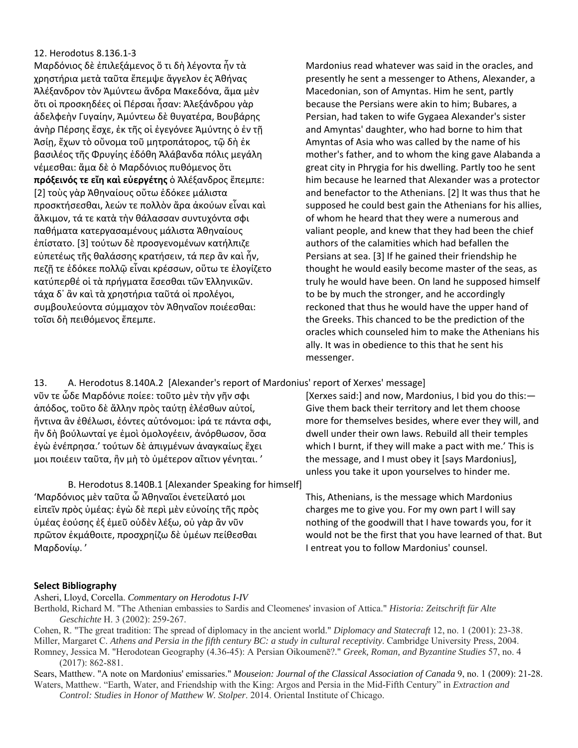12. Herodotus 8.136.1-3

Μαρδόνιος δὲ ἐπιλεξάμενος ὅ τι δὴ λέγοντα ἦν τὰ χρηστήρια μετὰ ταῦτα ἔπεμψε ἄγγελον ἐς Ἀθήνας Ἀλέξανδρον τὸν Ἀμύντεω ἄνδρα Μακεδόνα, ἅμα μὲν ὅτι οἱ προσκηδέες οἱ Πέρσαι ἦσαν: Ἀλεξάνδρου γὰρ ἀδελφεὴν Γυγαίην, Ἀμύντεω δὲ θυγατέρα, Βουβάρης ἀνὴρ Πέρσης ἔσχε, ἐκ τῆς οἱ ἐγεγόνεε Ἀμύντης ὁ ἐν τῇ Ἀσίῃ, ἔχων τὸ οὔνομα τοῦ μητροπάτορος, τῷ δὴ ἐκ βασιλέος τῆς Φρυγίης ἐδόθη Ἀλάβανδα πόλις μεγάλη νέμεσθαι: ἅμα δὲ ὁ Μαρδόνιος πυθόμενος ὅτι **πρόξεινός τε εἴη καὶ εὐεργέτης** ὁ Ἀλέξανδρος ἔπεμπε: [2] τοὺς γὰρ Ἀθηναίους οὕτω ἐδόκεε μάλιστα προσκτήσεσθαι, λεών τε πολλὸν ἄρα ἀκούων εἶναι καὶ ἄλκιμον, τά τε κατὰ τὴν θάλασσαν συντυχόντα σφι παθήματα κατεργασαμένους μάλιστα Ἀθηναίους ἐπίστατο. [3] τούτων δὲ προσγενομένων κατήλπιζε εὐπετέως τῆς θαλάσσης κρατήσειν, τά περ ἂν καὶ ἦν, πεζῇ τε ἐδόκεε πολλῷ εἶναι κρέσσων, οὕτω τε ἐλογίζετο κατύπερθέ οἱ τὰ πρήγματα ἔσεσθαι τῶν Ἑλληνικῶν. τάχα δ᾽ ἂν καὶ τὰ χρηστήρια ταῦτά οἱ προλέγοι, συμβουλεύοντα σύμμαχον τὸν Ἀθηναῖον ποιέεσθαι: τοῖσι δὴ πειθόμενος ἔπεμπε.

Mardonius read whatever was said in the oracles, and presently he sent a messenger to Athens, Alexander, a Macedonian, son of Amyntas. Him he sent, partly because the Persians were akin to him; Bubares, a Persian, had taken to wife Gygaea Alexander's sister and Amyntas' daughter, who had borne to him that Amyntas of Asia who was called by the name of his mother's father, and to whom the king gave Alabanda a great city in Phrygia for his dwelling. Partly too he sent him because he learned that Alexander was a protector and benefactor to the Athenians. [2] It was thus that he supposed he could best gain the Athenians for his allies, of whom he heard that they were a numerous and valiant people, and knew that they had been the chief authors of the calamities which had befallen the Persians at sea. [3] If he gained their friendship he thought he would easily become master of the seas, as truly he would have been. On land he supposed himself to be by much the stronger, and he accordingly reckoned that thus he would have the upper hand of the Greeks. This chanced to be the prediction of the oracles which counseled him to make the Athenians his ally. It was in obedience to this that he sent his messenger.

13. A. Herodotus 8.140A.2 [Alexander's report of Mardonius' report of Xerxes' message]

νῦν τε ὧδε Μαρδόνιε ποίεε: τοῦτο μὲν τὴν γῆν σφι ἀπόδος, τοῦτο δὲ ἄλλην πρὸς ταύτῃ ἑλέσθων αὐτοί, ἥντινα ἂν ἐθέλωσι, ἐόντες αὐτόνομοι: ἱρά τε πάντα σφι, ἢν δὴ βούλωνταί γε ἐμοὶ ὁμολογέειν, ἀνόρθωσον, ὅσα ἐγὼ ἐνέπρησα.' τούτων δὲ ἀπιγμένων ἀναγκαίως ἔχει μοι ποιέειν ταῦτα, ἢν μὴ τὸ ὑμέτερον αἴτιον γένηται. '

[Xerxes said:] and now, Mardonius, I bid you do this:— Give them back their territory and let them choose more for themselves besides, where ever they will, and dwell under their own laws. Rebuild all their temples which I burnt, if they will make a pact with me.' This is the message, and I must obey it [says Mardonius], unless you take it upon yourselves to hinder me.

B. Herodotus 8.140B.1 [Alexander Speaking for himself]

'Μαρδόνιος μὲν ταῦτα ὦ Ἀθηναῖοι ἐνετείλατό μοι εἰπεῖν πρὸς ὑμέας: ἐγὼ δὲ περὶ μὲν εὐνοίης τῆς πρὸς ὑμέας ἐούσης ἐξ ἐμεῦ οὐδὲν λέξω, οὐ γὰρ ἂν νῦν πρῶτον ἐκμάθοιτε, προσχρηίζω δὲ ὑμέων πείθεσθαι Μαρδονίῳ. '

This, Athenians, is the message which Mardonius charges me to give you. For my own part I will say nothing of the goodwill that I have towards you, for it would not be the first that you have learned of that. But I entreat you to follow Mardonius' counsel.

**Select Bibliography**

Asheri, Lloyd, Corcella. *Commentary on Herodotus I-IV*

Berthold, Richard M. "The Athenian embassies to Sardis and Cleomenes' invasion of Attica." *Historia: Zeitschrift für Alte Geschichte* H. 3 (2002): 259-267.

Cohen, R. "The great tradition: The spread of diplomacy in the ancient world." *Diplomacy and Statecraft* 12, no. 1 (2001): 23-38.

Miller, Margaret C. *Athens and Persia in the fifth century BC: a study in cultural receptivity*. Cambridge University Press, 2004.

Romney, Jessica M. "Herodotean Geography (4.36-45): A Persian Oikoumenē?." *Greek, Roman, and Byzantine Studies* 57, no. 4 (2017): 862-881.

Sears, Matthew. "A note on Mardonius' emissaries." *Mouseion: Journal of the Classical Association of Canada* 9, no. 1 (2009): 21-28.

Waters, Matthew. "Earth, Water, and Friendship with the King: Argos and Persia in the Mid-Fifth Century" in *Extraction and Control: Studies in Honor of Matthew W. Stolper*. 2014. Oriental Institute of Chicago.